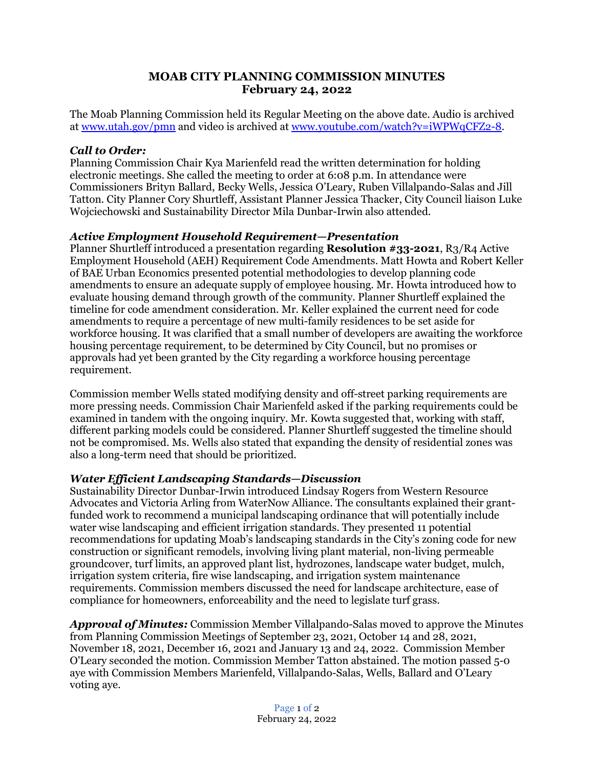# MOAB CITY PLANNING COMMISSION MINUTES
## February 24, 2022

The Moab Planning Commission held its Regular Meeting on the above date. Audio is archived at [www.utah.gov/pmn](www.utah.gov/pmn) and video is archived at [www.youtube.com/watch?v=iWPWqCFZ2-8](www.youtube.com/watch?v=iWPWqCFZ2-8).

### *Call to Order:*

Planning Commission Chair Kya Marienfeld read the written determination for holding electronic meetings. She called the meeting to order at 6:08 p.m. In attendance were Commissioners Brityn Ballard, Becky Wells, Jessica O'Leary, Ruben Villalpando-Salas and Jill Tatton. City Planner Cory Shurtleff, Assistant Planner Jessica Thacker, City Council liaison Luke Wojciechowski and Sustainability Director Mila Dunbar-Irwin also attended.

### *Active Employment Household Requirement—Presentation*

Planner Shurtleff introduced a presentation regarding **Resolution #33-2021**, R3/R4 Active Employment Household (AEH) Requirement Code Amendments. Matt Howta and Robert Keller of BAE Urban Economics presented potential methodologies to develop planning code amendments to ensure an adequate supply of employee housing. Mr. Howta introduced how to evaluate housing demand through growth of the community. Planner Shurtleff explained the timeline for code amendment consideration. Mr. Keller explained the current need for code amendments to require a percentage of new multi-family residences to be set aside for workforce housing. It was clarified that a small number of developers are awaiting the workforce housing percentage requirement, to be determined by City Council, but no promises or approvals had yet been granted by the City regarding a workforce housing percentage requirement.

Commission member Wells stated modifying density and off-street parking requirements are more pressing needs. Commission Chair Marienfeld asked if the parking requirements could be examined in tandem with the ongoing inquiry. Mr. Kowta suggested that, working with staff, different parking models could be considered. Planner Shurtleff suggested the timeline should not be compromised. Ms. Wells also stated that expanding the density of residential zones was also a long-term need that should be prioritized.

### *Water Efficient Landscaping Standards—Discussion*

Sustainability Director Dunbar-Irwin introduced Lindsay Rogers from Western Resource Advocates and Victoria Arling from WaterNow Alliance. The consultants explained their grant-funded work to recommend a municipal landscaping ordinance that will potentially include water wise landscaping and efficient irrigation standards. They presented 11 potential recommendations for updating Moab's landscaping standards in the City's zoning code for new construction or significant remodels, involving living plant material, non-living permeable groundcover, turf limits, an approved plant list, hydrozones, landscape water budget, mulch, irrigation system criteria, fire wise landscaping, and irrigation system maintenance requirements. Commission members discussed the need for landscape architecture, ease of compliance for homeowners, enforceability and the need to legislate turf grass.

***Approval of Minutes:*** Commission Member Villalpando-Salas moved to approve the Minutes from Planning Commission Meetings of September 23, 2021, October 14 and 28, 2021, November 18, 2021, December 16, 2021 and January 13 and 24, 2022. Commission Member O'Leary seconded the motion. Commission Member Tatton abstained. The motion passed 5-0 aye with Commission Members Marienfeld, Villalpando-Salas, Wells, Ballard and O'Leary voting aye.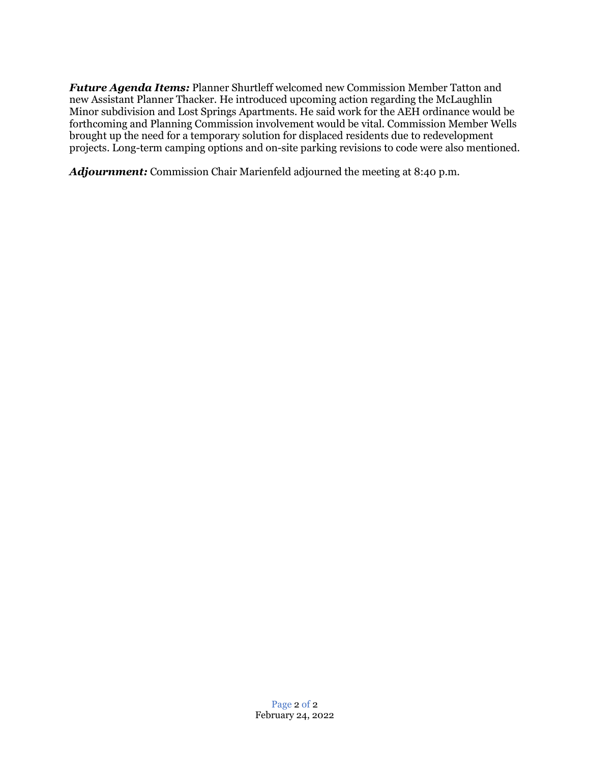***Future Agenda Items:*** Planner Shurtleff welcomed new Commission Member Tatton and new Assistant Planner Thacker. He introduced upcoming action regarding the McLaughlin Minor subdivision and Lost Springs Apartments. He said work for the AEH ordinance would be forthcoming and Planning Commission involvement would be vital. Commission Member Wells brought up the need for a temporary solution for displaced residents due to redevelopment projects. Long-term camping options and on-site parking revisions to code were also mentioned.

***Adjournment:*** Commission Chair Marienfeld adjourned the meeting at 8:40 p.m.